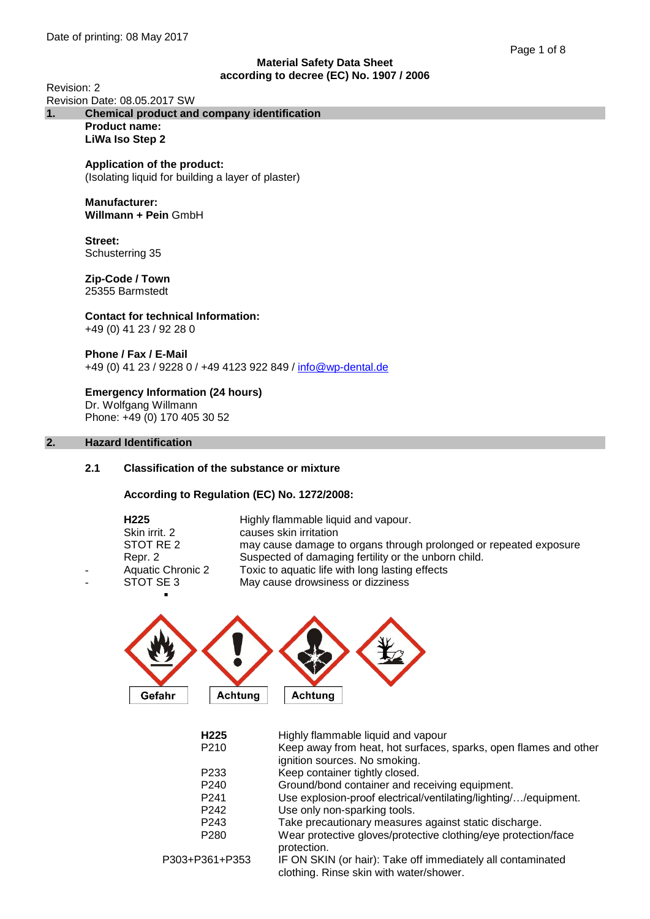Date of printing: 08 May 2017

**Material Safety Data Sheet**
**according to decree (EC) No. 1907 / 2006**

Revision: 2
Revision Date: 08.05.2017 SW

## 1. Chemical product and company identification

**Product name:**
**LiWa Iso Step 2**

**Application of the product:**
(Isolating liquid for building a layer of plaster)

**Manufacturer:**
**Willmann + Pein** GmbH

**Street:**
Schusterring 35

**Zip-Code / Town**
25355 Barmstedt

**Contact for technical Information:**
+49 (0) 41 23 / 92 28 0

**Phone / Fax / E-Mail**
+49 (0) 41 23 / 9228 0 / +49 4123 922 849 / info@wp-dental.de

**Emergency Information (24 hours)**
Dr. Wolfgang Willmann
Phone: +49 (0) 170 405 30 52

## 2. Hazard Identification

### 2.1 Classification of the substance or mixture

**According to Regulation (EC) No. 1272/2008:**

| | | |
|---|---|---|
| | **H225** | Highly flammable liquid and vapour. |
| | Skin irrit. 2 | causes skin irritation |
| | STOT RE 2 | may cause damage to organs through prolonged or repeated exposure |
| | Repr. 2 | Suspected of damaging fertility or the unborn child. |
| - | Aquatic Chronic 2 | Toxic to aquatic life with long lasting effects |
| - | STOT SE 3 | May cause drowsiness or dizziness |

Gefahr Achtung Achtung

| | |
|---|---|
| **H225** | Highly flammable liquid and vapour |
| P210 | Keep away from heat, hot surfaces, sparks, open flames and other ignition sources. No smoking. |
| P233 | Keep container tightly closed. |
| P240 | Ground/bond container and receiving equipment. |
| P241 | Use explosion-proof electrical/ventilating/lighting/…/equipment. |
| P242 | Use only non-sparking tools. |
| P243 | Take precautionary measures against static discharge. |
| P280 | Wear protective gloves/protective clothing/eye protection/face protection. |
| P303+P361+P353 | IF ON SKIN (or hair): Take off immediately all contaminated clothing. Rinse skin with water/shower. |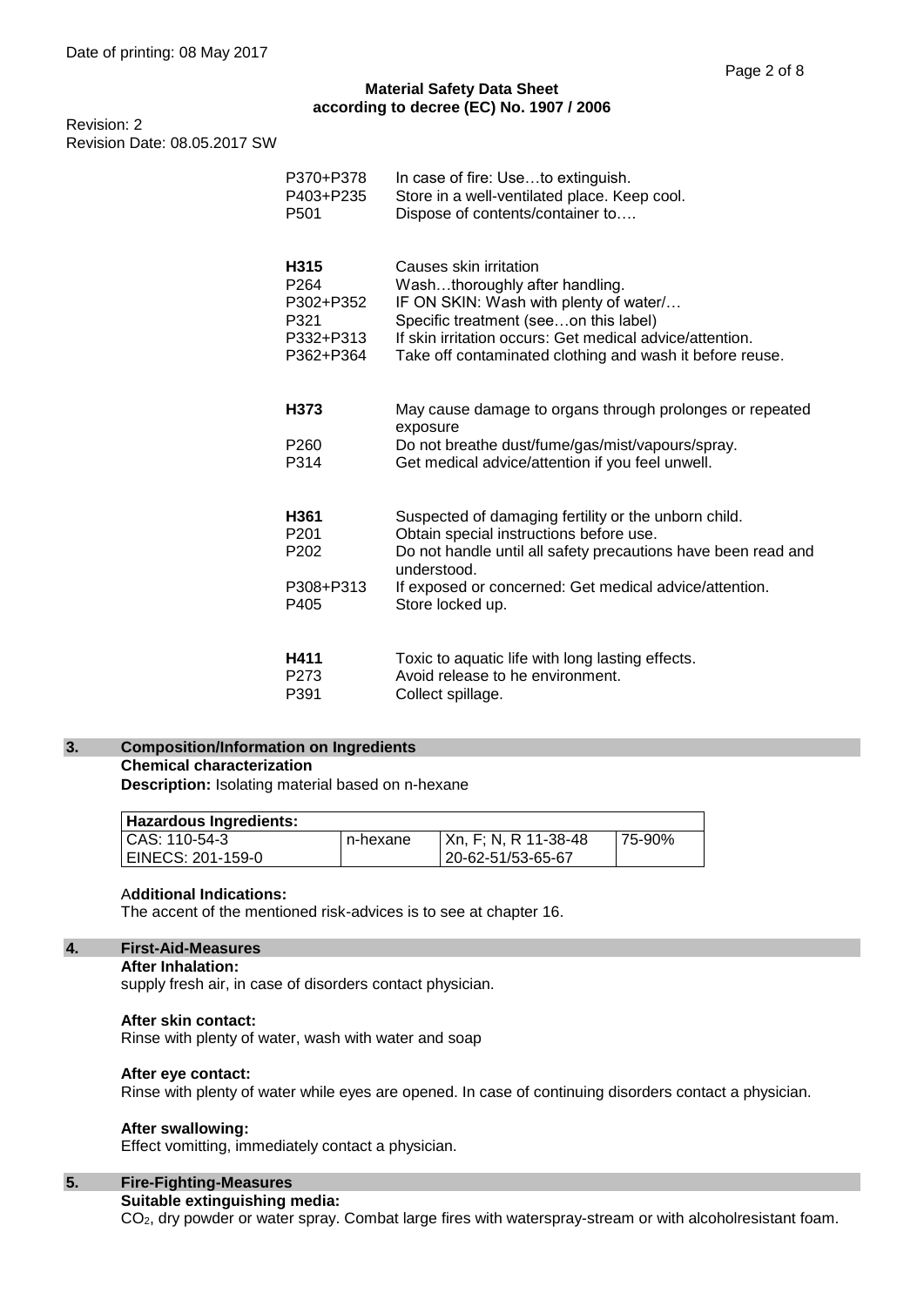| | |
|---|---|
| P370+P378 | In case of fire: Use…to extinguish. |
| P403+P235 | Store in a well-ventilated place. Keep cool. |
| P501 | Dispose of contents/container to…. |
| **H315** | Causes skin irritation |
| P264 | Wash…thoroughly after handling. |
| P302+P352 | IF ON SKIN: Wash with plenty of water/… |
| P321 | Specific treatment (see…on this label) |
| P332+P313 | If skin irritation occurs: Get medical advice/attention. |
| P362+P364 | Take off contaminated clothing and wash it before reuse. |
| **H373** | May cause damage to organs through prolonges or repeated exposure |
| P260 | Do not breathe dust/fume/gas/mist/vapours/spray. |
| P314 | Get medical advice/attention if you feel unwell. |
| **H361** | Suspected of damaging fertility or the unborn child. |
| P201 | Obtain special instructions before use. |
| P202 | Do not handle until all safety precautions have been read and understood. |
| P308+P313 | If exposed or concerned: Get medical advice/attention. |
| P405 | Store locked up. |
| **H411** | Toxic to aquatic life with long lasting effects. |
| P273 | Avoid release to he environment. |
| P391 | Collect spillage. |

## 3. Composition/Information on Ingredients

**Chemical characterization**

**Description:** Isolating material based on n-hexane

| Hazardous Ingredients: | | | |
|---|---|---|---|
| CAS: 110-54-3<br>EINECS: 201-159-0 | n-hexane | Xn, F; N, R 11-38-48<br>20-62-51/53-65-67 | 75-90% |

**Additional Indications:**

The accent of the mentioned risk-advices is to see at chapter 16.

## 4. First-Aid-Measures

**After Inhalation:**

supply fresh air, in case of disorders contact physician.

**After skin contact:**

Rinse with plenty of water, wash with water and soap

**After eye contact:**

Rinse with plenty of water while eyes are opened. In case of continuing disorders contact a physician.

**After swallowing:**

Effect vomitting, immediately contact a physician.

## 5. Fire-Fighting-Measures

**Suitable extinguishing media:**

$CO_2$, dry powder or water spray. Combat large fires with waterspray-stream or with alcoholresistant foam.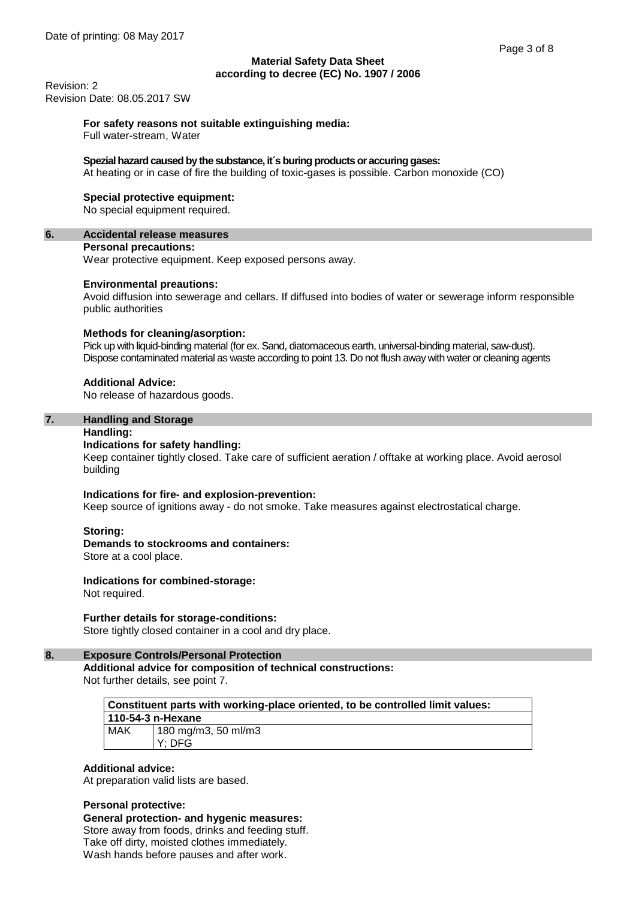**For safety reasons not suitable extinguishing media:**
Full water-stream, Water

**Spezial hazard caused by the substance, it´s buring products or accuring gases:**
At heating or in case of fire the building of toxic-gases is possible. Carbon monoxide (CO)

**Special protective equipment:**
No special equipment required.

## 6. Accidental release measures

**Personal precautions:**
Wear protective equipment. Keep exposed persons away.

**Environmental preautions:**
Avoid diffusion into sewerage and cellars. If diffused into bodies of water or sewerage inform responsible public authorities

**Methods for cleaning/asorption:**
Pick up with liquid-binding material (for ex. Sand, diatomaceous earth, universal-binding material, saw-dust). Dispose contaminated material as waste according to point 13. Do not flush away with water or cleaning agents

**Additional Advice:**
No release of hazardous goods.

## 7. Handling and Storage

**Handling:**

**Indications for safety handling:**
Keep container tightly closed. Take care of sufficient aeration / offtake at working place. Avoid aerosol building

**Indications for fire- and explosion-prevention:**
Keep source of ignitions away - do not smoke. Take measures against electrostatical charge.

**Storing:**

**Demands to stockrooms and containers:**
Store at a cool place.

**Indications for combined-storage:**
Not required.

**Further details for storage-conditions:**
Store tightly closed container in a cool and dry place.

## 8. Exposure Controls/Personal Protection

**Additional advice for composition of technical constructions:**
Not further details, see point 7.

| Constituent parts with working-place oriented, to be controlled limit values: | |
|---|---|
| **110-54-3 n-Hexane** | |
| MAK | 180 mg/m3, 50 ml/m3<br>Y; DFG |

**Additional advice:**
At preparation valid lists are based.

**Personal protective:**

**General protection- and hygenic measures:**
Store away from foods, drinks and feeding stuff.
Take off dirty, moisted clothes immediately.
Wash hands before pauses and after work.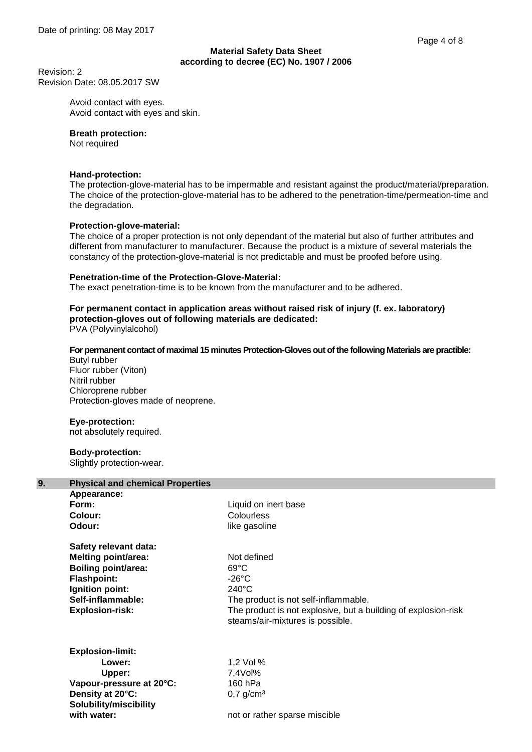Avoid contact with eyes.
Avoid contact with eyes and skin.

**Breath protection:**
Not required

**Hand-protection:**
The protection-glove-material has to be impermable and resistant against the product/material/preparation. The choice of the protection-glove-material has to be adhered to the penetration-time/permeation-time and the degradation.

**Protection-glove-material:**
The choice of a proper protection is not only dependant of the material but also of further attributes and different from manufacturer to manufacturer. Because the product is a mixture of several materials the constancy of the protection-glove-material is not predictable and must be proofed before using.

**Penetration-time of the Protection-Glove-Material:**
The exact penetration-time is to be known from the manufacturer and to be adhered.

**For permanent contact in application areas without raised risk of injury (f. ex. laboratory) protection-gloves out of following materials are dedicated:**
PVA (Polyvinylalcohol)

**For permanent contact of maximal 15 minutes Protection-Gloves out of the following Materials are practible:**
Butyl rubber
Fluor rubber (Viton)
Nitril rubber
Chloroprene rubber
Protection-gloves made of neoprene.

**Eye-protection:**
not absolutely required.

**Body-protection:**
Slightly protection-wear.

## 9. Physical and chemical Properties

**Appearance:**

| | |
|---|---|
| **Form:** | Liquid on inert base |
| **Colour:** | Colourless |
| **Odour:** | like gasoline |

**Safety relevant data:**

| | |
|---|---|
| **Melting point/area:** | Not defined |
| **Boiling point/area:** | 69°C |
| **Flashpoint:** | -26°C |
| **Ignition point:** | 240°C |
| **Self-inflammable:** | The product is not self-inflammable. |
| **Explosion-risk:** | The product is not explosive, but a building of explosion-risk steams/air-mixtures is possible. |

**Explosion-limit:**

| | |
|---|---|
| **Lower:** | 1,2 Vol % |
| **Upper:** | 7,4Vol% |
| **Vapour-pressure at 20°C:** | 160 hPa |
| **Density at 20°C:** | 0,7 g/cm³ |
| **Solubility/miscibility with water:** | not or rather sparse miscible |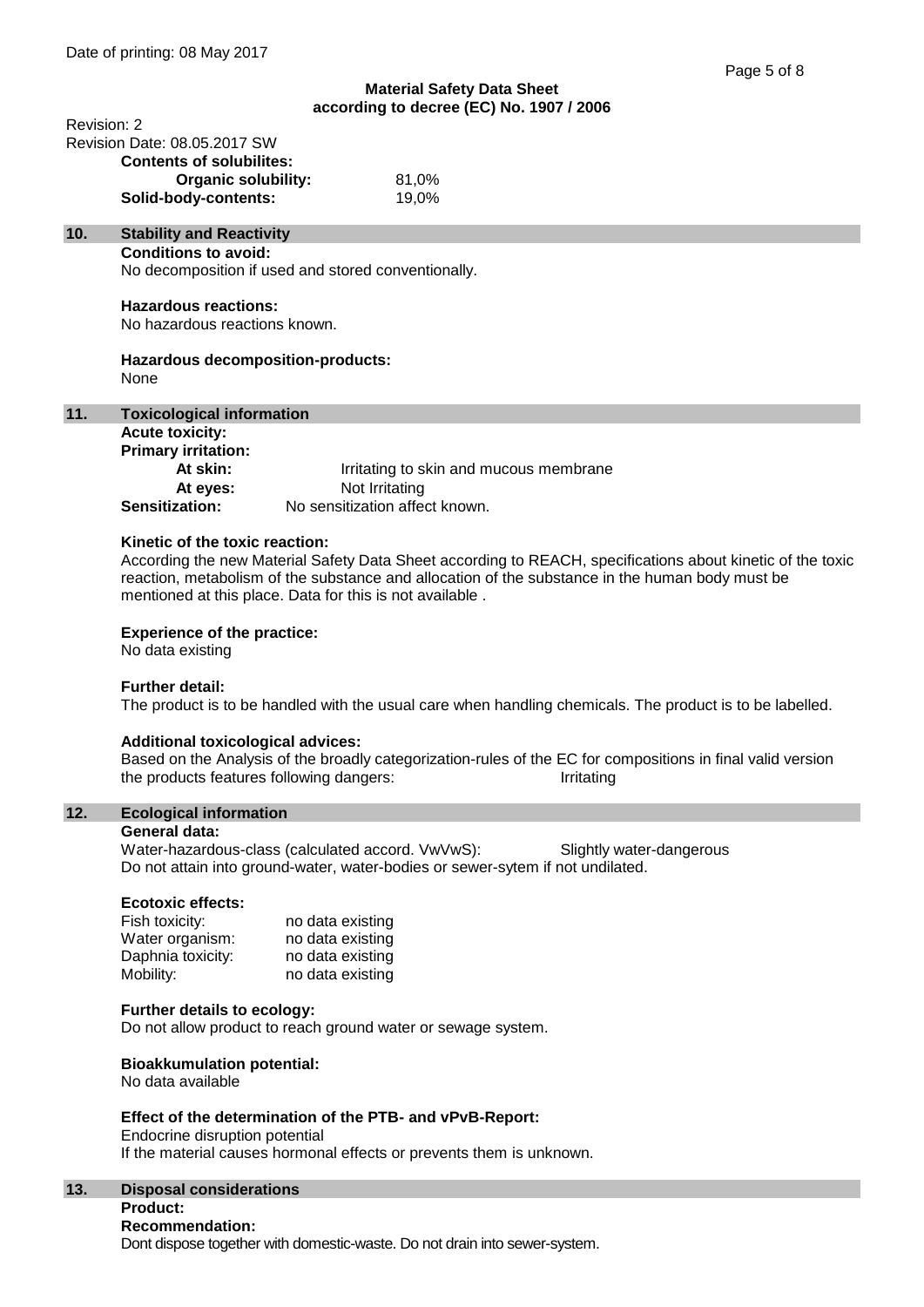Revision: 2
Revision Date: 08.05.2017 SW

**Contents of solubilites:**

| | |
|---|---|
| **Organic solubility:** | 81,0% |
| **Solid-body-contents:** | 19,0% |

## 10. Stability and Reactivity

**Conditions to avoid:**
No decomposition if used and stored conventionally.

**Hazardous reactions:**
No hazardous reactions known.

**Hazardous decomposition-products:**
None

## 11. Toxicological information

**Acute toxicity:**

**Primary irritation:**

| | |
|---|---|
| **At skin:** | Irritating to skin and mucous membrane |
| **At eyes:** | Not Irritating |
| **Sensitization:** | No sensitization affect known. |

**Kinetic of the toxic reaction:**
According the new Material Safety Data Sheet according to REACH, specifications about kinetic of the toxic reaction, metabolism of the substance and allocation of the substance in the human body must be mentioned at this place. Data for this is not available .

**Experience of the practice:**
No data existing

**Further detail:**
The product is to be handled with the usual care when handling chemicals. The product is to be labelled.

**Additional toxicological advices:**
Based on the Analysis of the broadly categorization-rules of the EC for compositions in final valid version the products features following dangers: Irritating

## 12. Ecological information

**General data:**
Water-hazardous-class (calculated accord. VwVwS): Slightly water-dangerous
Do not attain into ground-water, water-bodies or sewer-sytem if not undilated.

**Ecotoxic effects:**

| | |
|---|---|
| Fish toxicity: | no data existing |
| Water organism: | no data existing |
| Daphnia toxicity: | no data existing |
| Mobility: | no data existing |

**Further details to ecology:**
Do not allow product to reach ground water or sewage system.

**Bioakkumulation potential:**
No data available

**Effect of the determination of the PTB- and vPvB-Report:**
Endocrine disruption potential
If the material causes hormonal effects or prevents them is unknown.

## 13. Disposal considerations

**Product:**

**Recommendation:**
Dont dispose together with domestic-waste. Do not drain into sewer-system.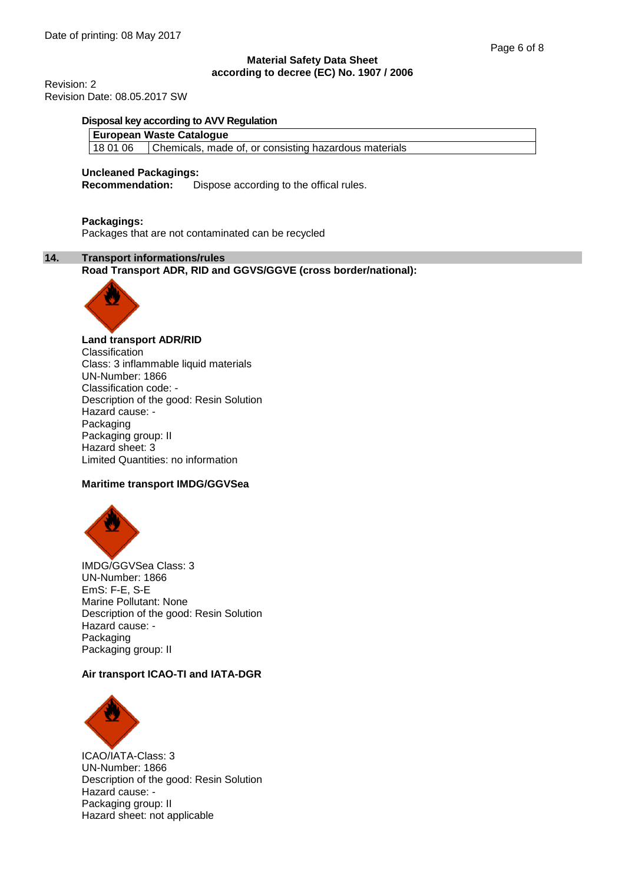Date of printing: 08 May 2017

**Material Safety Data Sheet**
**according to decree (EC) No. 1907 / 2006**

Revision: 2
Revision Date: 08.05.2017 SW

**Disposal key according to AVV Regulation**

| European Waste Catalogue | |
|---|---|
| 18 01 06 | Chemicals, made of, or consisting hazardous materials |

**Uncleaned Packagings:**
**Recommendation:** Dispose according to the offical rules.

**Packagings:**
Packages that are not contaminated can be recycled

## 14. Transport informations/rules

**Road Transport ADR, RID and GGVS/GGVE (cross border/national):**

**Land transport ADR/RID**
Classification
Class: 3 inflammable liquid materials
UN-Number: 1866
Classification code: -
Description of the good: Resin Solution
Hazard cause: -
Packaging
Packaging group: II
Hazard sheet: 3
Limited Quantities: no information

**Maritime transport IMDG/GGVSea**

IMDG/GGVSea Class: 3
UN-Number: 1866
EmS: F-E, S-E
Marine Pollutant: None
Description of the good: Resin Solution
Hazard cause: -
Packaging
Packaging group: II

**Air transport ICAO-TI and IATA-DGR**

ICAO/IATA-Class: 3
UN-Number: 1866
Description of the good: Resin Solution
Hazard cause: -
Packaging group: II
Hazard sheet: not applicable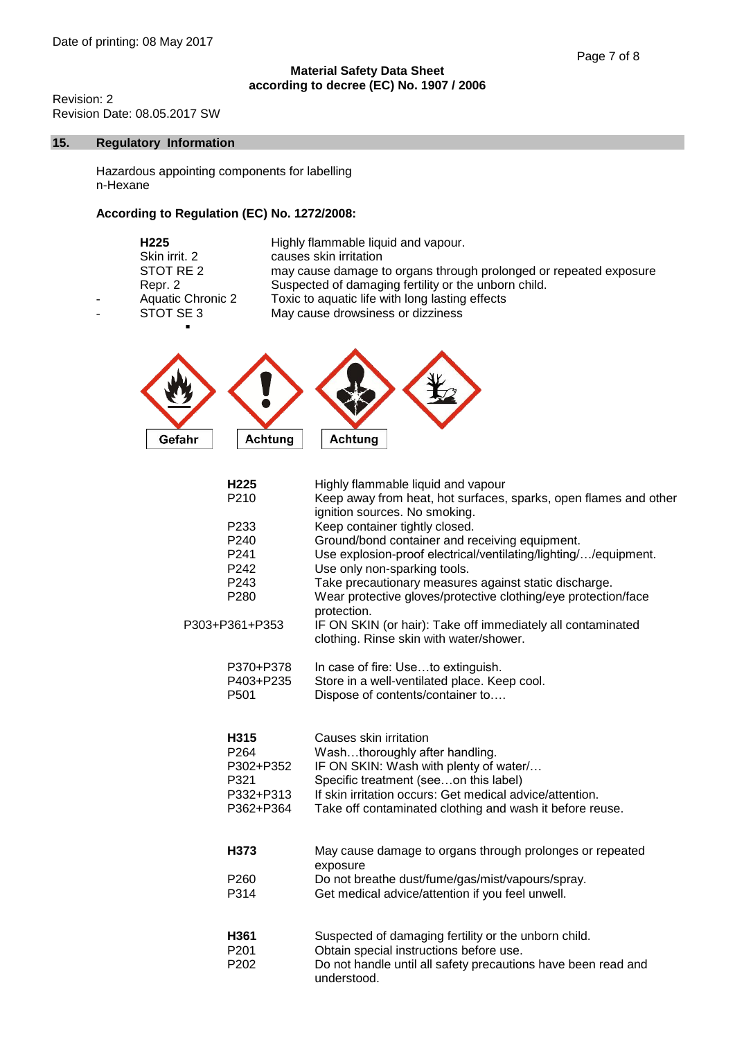Date of printing: 08 May 2017

**Material Safety Data Sheet**
**according to decree (EC) No. 1907 / 2006**

Revision: 2
Revision Date: 08.05.2017 SW

## 15. Regulatory Information

Hazardous appointing components for labelling
n-Hexane

**According to Regulation (EC) No. 1272/2008:**

| | |
|---|---|
| **H225** | Highly flammable liquid and vapour. |
| Skin irrit. 2 | causes skin irritation |
| STOT RE 2 | may cause damage to organs through prolonged or repeated exposure |
| Repr. 2 | Suspected of damaging fertility or the unborn child. |
| - Aquatic Chronic 2 | Toxic to aquatic life with long lasting effects |
| - STOT SE 3 | May cause drowsiness or dizziness |

Gefahr    Achtung    Achtung

| | |
|---|---|
| **H225** | Highly flammable liquid and vapour |
| P210 | Keep away from heat, hot surfaces, sparks, open flames and other ignition sources. No smoking. |
| P233 | Keep container tightly closed. |
| P240 | Ground/bond container and receiving equipment. |
| P241 | Use explosion-proof electrical/ventilating/lighting/…/equipment. |
| P242 | Use only non-sparking tools. |
| P243 | Take precautionary measures against static discharge. |
| P280 | Wear protective gloves/protective clothing/eye protection/face protection. |
| P303+P361+P353 | IF ON SKIN (or hair): Take off immediately all contaminated clothing. Rinse skin with water/shower. |
| P370+P378 | In case of fire: Use…to extinguish. |
| P403+P235 | Store in a well-ventilated place. Keep cool. |
| P501 | Dispose of contents/container to…. |

| | |
|---|---|
| **H315** | Causes skin irritation |
| P264 | Wash…thoroughly after handling. |
| P302+P352 | IF ON SKIN: Wash with plenty of water/… |
| P321 | Specific treatment (see…on this label) |
| P332+P313 | If skin irritation occurs: Get medical advice/attention. |
| P362+P364 | Take off contaminated clothing and wash it before reuse. |

| | |
|---|---|
| **H373** | May cause damage to organs through prolonges or repeated exposure |
| P260 | Do not breathe dust/fume/gas/mist/vapours/spray. |
| P314 | Get medical advice/attention if you feel unwell. |

| | |
|---|---|
| **H361** | Suspected of damaging fertility or the unborn child. |
| P201 | Obtain special instructions before use. |
| P202 | Do not handle until all safety precautions have been read and understood. |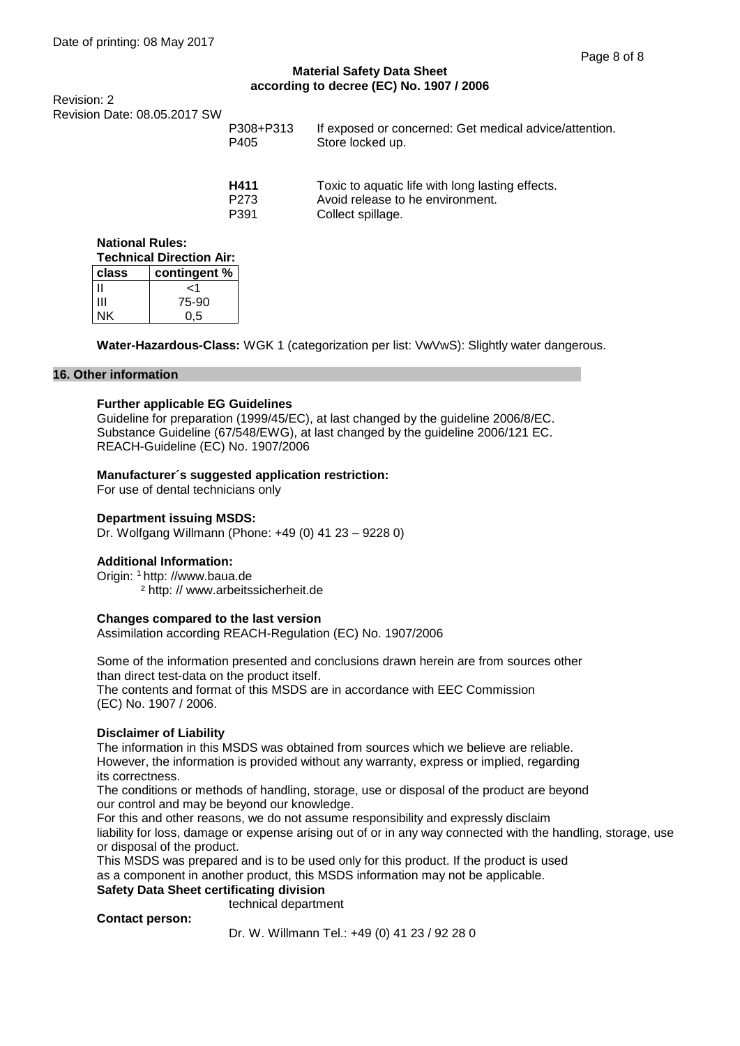Date of printing: 08 May 2017

**Material Safety Data Sheet according to decree (EC) No. 1907 / 2006**

Revision: 2
Revision Date: 08.05.2017 SW

| | |
|---|---|
| P308+P313 | If exposed or concerned: Get medical advice/attention. |
| P405 | Store locked up. |

| | |
|---|---|
| **H411** | Toxic to aquatic life with long lasting effects. |
| P273 | Avoid release to he environment. |
| P391 | Collect spillage. |

**National Rules:**
**Technical Direction Air:**

| class | contingent % |
|---|---|
| II | <1 |
| III | 75-90 |
| NK | 0,5 |

**Water-Hazardous-Class:** WGK 1 (categorization per list: VwVwS): Slightly water dangerous.

## 16. Other information

**Further applicable EG Guidelines**
Guideline for preparation (1999/45/EC), at last changed by the guideline 2006/8/EC.
Substance Guideline (67/548/EWG), at last changed by the guideline 2006/121 EC.
REACH-Guideline (EC) No. 1907/2006

**Manufacturer´s suggested application restriction:**
For use of dental technicians only

**Department issuing MSDS:**
Dr. Wolfgang Willmann (Phone: +49 (0) 41 23 – 9228 0)

**Additional Information:**
Origin: [1] http: //www.baua.de
[2] http: // www.arbeitssicherheit.de

**Changes compared to the last version**
Assimilation according REACH-Regulation (EC) No. 1907/2006

Some of the information presented and conclusions drawn herein are from sources other than direct test-data on the product itself.
The contents and format of this MSDS are in accordance with EEC Commission (EC) No. 1907 / 2006.

**Disclaimer of Liability**
The information in this MSDS was obtained from sources which we believe are reliable. However, the information is provided without any warranty, express or implied, regarding its correctness.
The conditions or methods of handling, storage, use or disposal of the product are beyond our control and may be beyond our knowledge.
For this and other reasons, we do not assume responsibility and expressly disclaim liability for loss, damage or expense arising out of or in any way connected with the handling, storage, use or disposal of the product.
This MSDS was prepared and is to be used only for this product. If the product is used as a component in another product, this MSDS information may not be applicable.

**Safety Data Sheet certificating division**
technical department

**Contact person:**
Dr. W. Willmann Tel.: +49 (0) 41 23 / 92 28 0